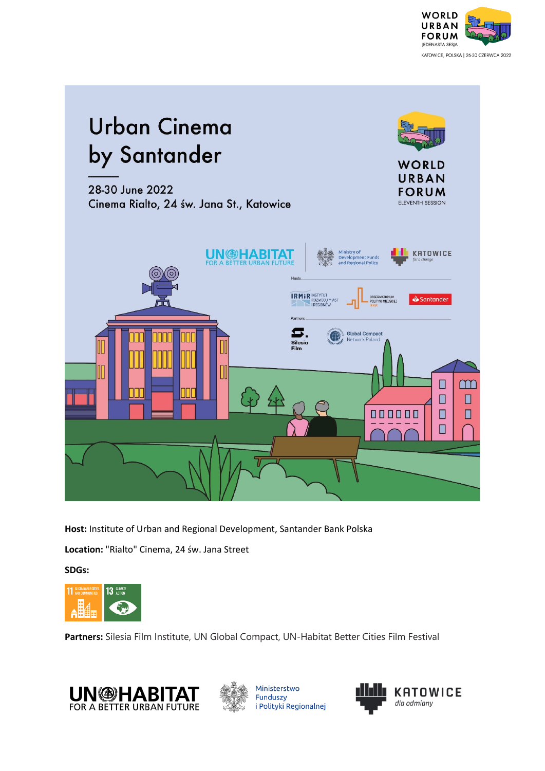# Urban Cinema by Santander

28-30 June 2022
Cinema Rialto, 24 św. Jana St., Katowice

**Host:** Institute of Urban and Regional Development, Santander Bank Polska

**Location:** "Rialto" Cinema, 24 św. Jana Street

**SDGs:**

11 SUSTAINABLE CITIES AND COMMUNITIES
13 CLIMATE ACTION

**Partners:** Silesia Film Institute, UN Global Compact, UN-Habitat Better Cities Film Festival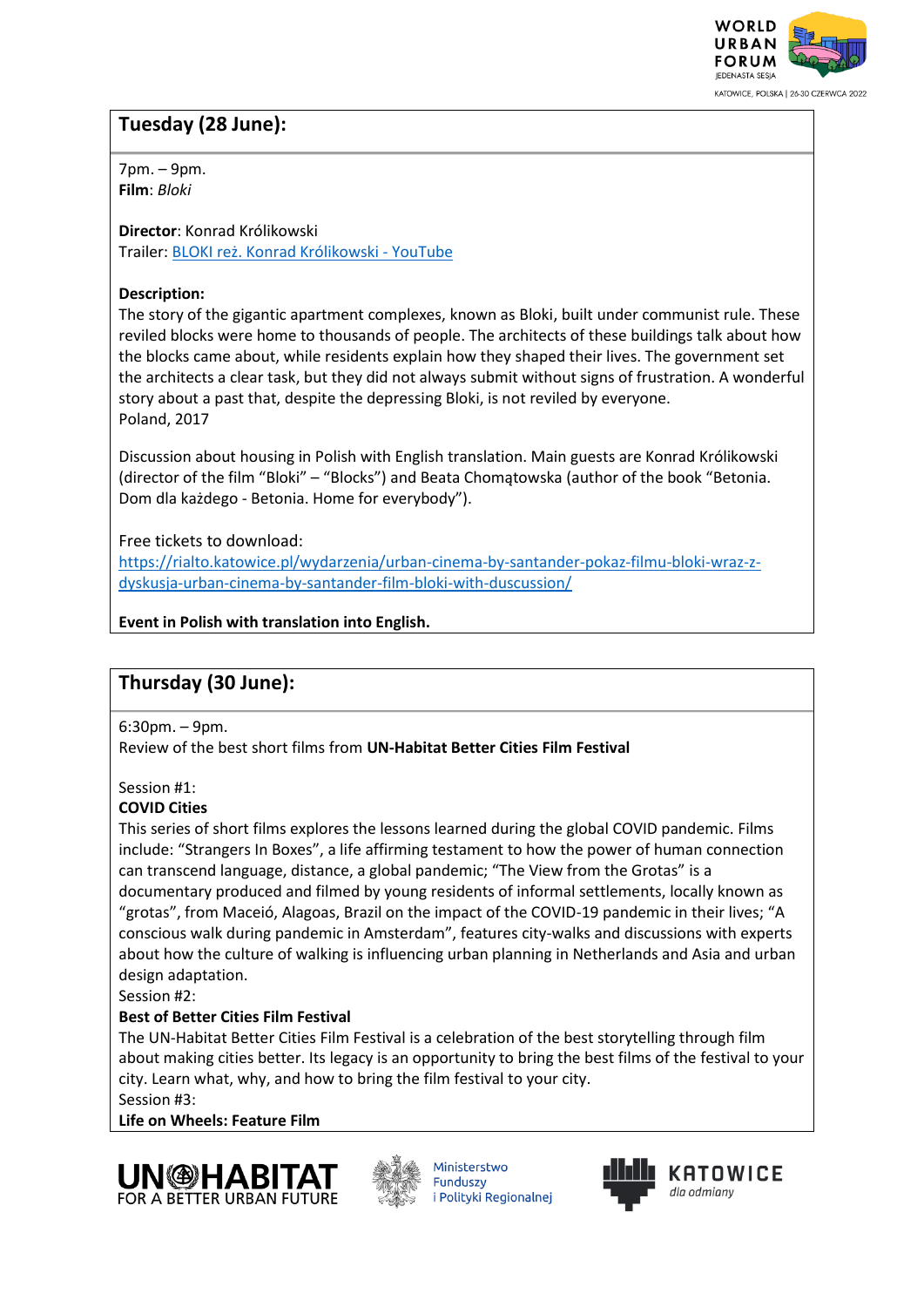## Tuesday (28 June):

7pm. – 9pm.
**Film**: *Bloki*

**Director**: Konrad Królikowski
Trailer: [BLOKI reż. Konrad Królikowski - YouTube]

**Description:**
The story of the gigantic apartment complexes, known as Bloki, built under communist rule. These reviled blocks were home to thousands of people. The architects of these buildings talk about how the blocks came about, while residents explain how they shaped their lives. The government set the architects a clear task, but they did not always submit without signs of frustration. A wonderful story about a past that, despite the depressing Bloki, is not reviled by everyone.
Poland, 2017

Discussion about housing in Polish with English translation. Main guests are Konrad Królikowski (director of the film "Bloki" – "Blocks") and Beata Chomątowska (author of the book "Betonia. Dom dla każdego - Betonia. Home for everybody").

Free tickets to download:
https://rialto.katowice.pl/wydarzenia/urban-cinema-by-santander-pokaz-filmu-bloki-wraz-z-dyskusja-urban-cinema-by-santander-film-bloki-with-duscussion/

**Event in Polish with translation into English.**

## Thursday (30 June):

6:30pm. – 9pm.
Review of the best short films from **UN-Habitat Better Cities Film Festival**

Session #1:
**COVID Cities**
This series of short films explores the lessons learned during the global COVID pandemic. Films include: "Strangers In Boxes", a life affirming testament to how the power of human connection can transcend language, distance, a global pandemic; "The View from the Grotas" is a documentary produced and filmed by young residents of informal settlements, locally known as "grotas", from Maceió, Alagoas, Brazil on the impact of the COVID-19 pandemic in their lives; "A conscious walk during pandemic in Amsterdam", features city-walks and discussions with experts about how the culture of walking is influencing urban planning in Netherlands and Asia and urban design adaptation.
Session #2:
**Best of Better Cities Film Festival**
The UN-Habitat Better Cities Film Festival is a celebration of the best storytelling through film about making cities better. Its legacy is an opportunity to bring the best films of the festival to your city. Learn what, why, and how to bring the film festival to your city.
Session #3:
**Life on Wheels: Feature Film**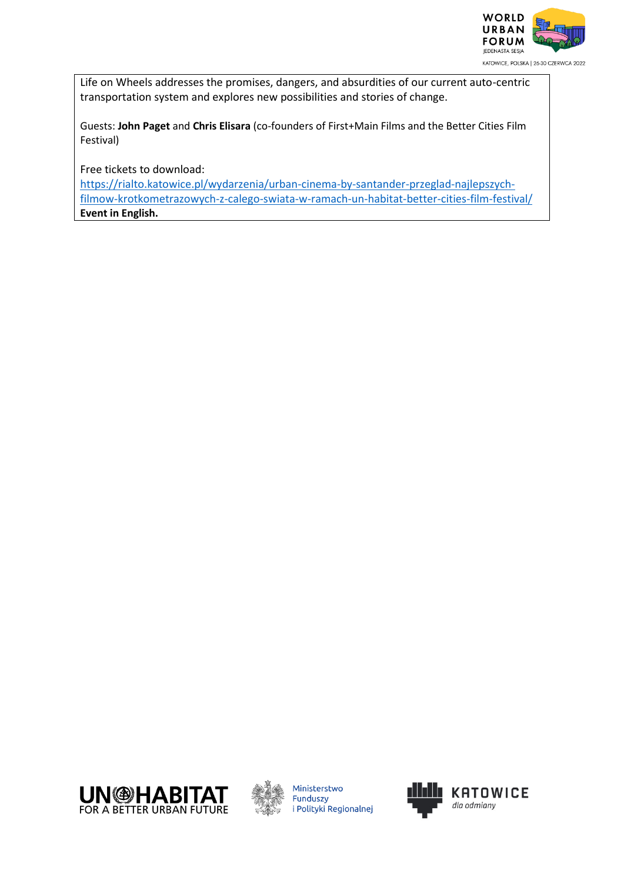Life on Wheels addresses the promises, dangers, and absurdities of our current auto-centric transportation system and explores new possibilities and stories of change.

Guests: **John Paget** and **Chris Elisara** (co-founders of First+Main Films and the Better Cities Film Festival)

Free tickets to download:
https://rialto.katowice.pl/wydarzenia/urban-cinema-by-santander-przeglad-najlepszych-filmow-krotkometrazowych-z-calego-swiata-w-ramach-un-habitat-better-cities-film-festival/
**Event in English.**